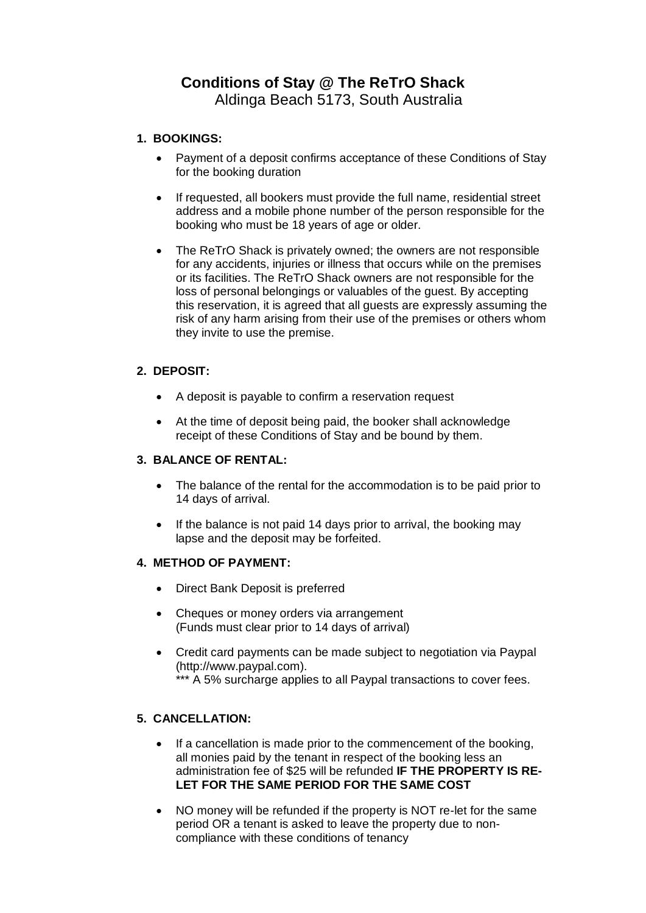# Conditions of Stay @ The ReTrO Shack

Aldinga Beach 5173, South Australia

## 1. BOOKINGS:

- Payment of a deposit confirms acceptance of these Conditions of Stay for the booking duration
- If requested, all bookers must provide the full name, residential street address and a mobile phone number of the person responsible for the booking who must be 18 years of age or older.
- The ReTrO Shack is privately owned; the owners are not responsible for any accidents, injuries or illness that occurs while on the premises or its facilities. The ReTrO Shack owners are not responsible for the loss of personal belongings or valuables of the guest. By accepting this reservation, it is agreed that all guests are expressly assuming the risk of any harm arising from their use of the premises or others whom they invite to use the premise.

## 2. DEPOSIT:

- A deposit is payable to confirm a reservation request
- At the time of deposit being paid, the booker shall acknowledge receipt of these Conditions of Stay and be bound by them.

## 3. BALANCE OF RENTAL:

- The balance of the rental for the accommodation is to be paid prior to 14 days of arrival.
- If the balance is not paid 14 days prior to arrival, the booking may lapse and the deposit may be forfeited.

## 4. METHOD OF PAYMENT:

- Direct Bank Deposit is preferred
- Cheques or money orders via arrangement
  (Funds must clear prior to 14 days of arrival)
- Credit card payments can be made subject to negotiation via Paypal (http://www.paypal.com).
  *** A 5% surcharge applies to all Paypal transactions to cover fees.

## 5. CANCELLATION:

- If a cancellation is made prior to the commencement of the booking, all monies paid by the tenant in respect of the booking less an administration fee of $25 will be refunded **IF THE PROPERTY IS RE-LET FOR THE SAME PERIOD FOR THE SAME COST**
- NO money will be refunded if the property is NOT re-let for the same period OR a tenant is asked to leave the property due to non-compliance with these conditions of tenancy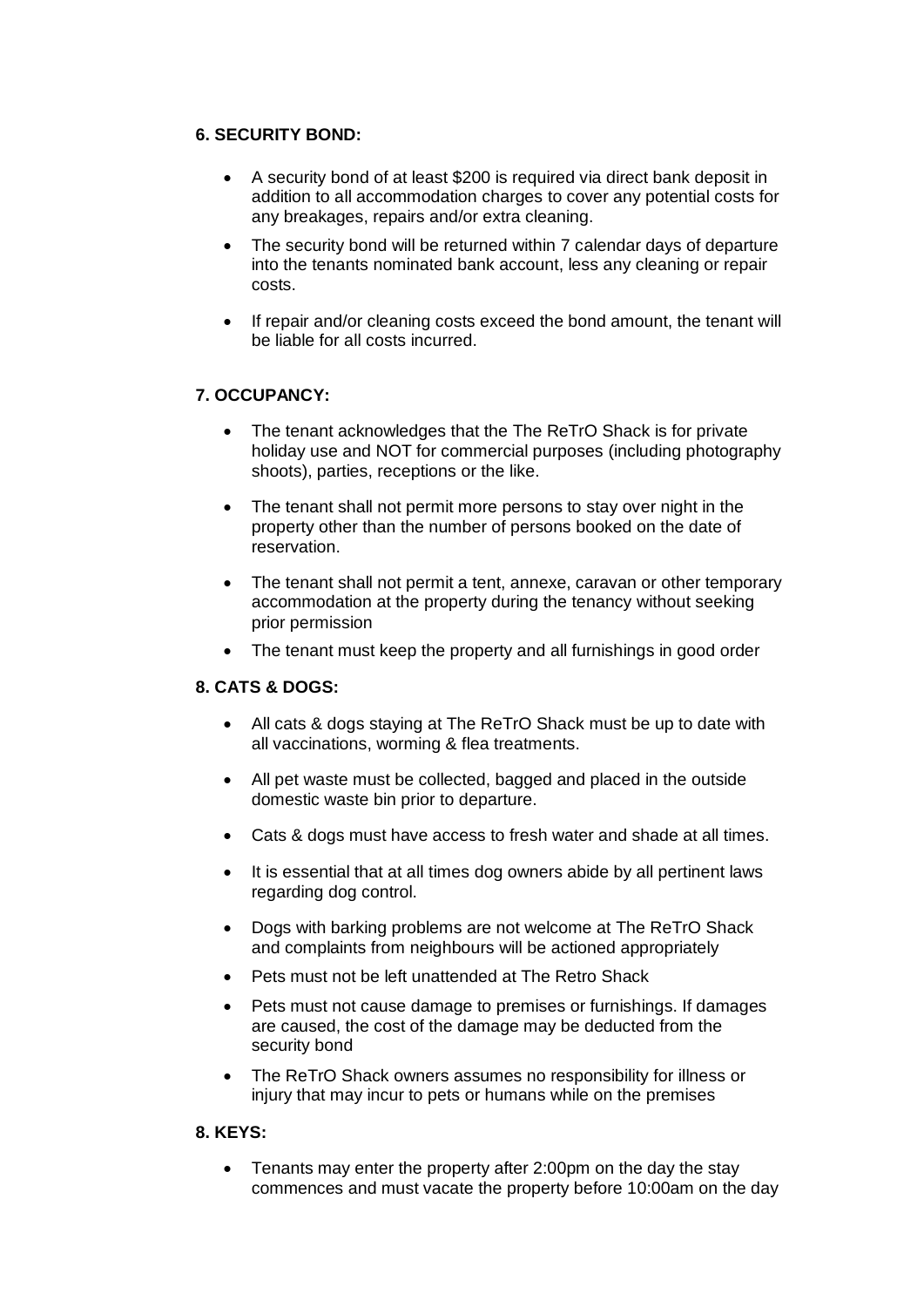**6. SECURITY BOND:**

- A security bond of at least $200 is required via direct bank deposit in addition to all accommodation charges to cover any potential costs for any breakages, repairs and/or extra cleaning.
- The security bond will be returned within 7 calendar days of departure into the tenants nominated bank account, less any cleaning or repair costs.
- If repair and/or cleaning costs exceed the bond amount, the tenant will be liable for all costs incurred.

**7. OCCUPANCY:**

- The tenant acknowledges that the The ReTrO Shack is for private holiday use and NOT for commercial purposes (including photography shoots), parties, receptions or the like.
- The tenant shall not permit more persons to stay over night in the property other than the number of persons booked on the date of reservation.
- The tenant shall not permit a tent, annexe, caravan or other temporary accommodation at the property during the tenancy without seeking prior permission
- The tenant must keep the property and all furnishings in good order

**8. CATS & DOGS:**

- All cats & dogs staying at The ReTrO Shack must be up to date with all vaccinations, worming & flea treatments.
- All pet waste must be collected, bagged and placed in the outside domestic waste bin prior to departure.
- Cats & dogs must have access to fresh water and shade at all times.
- It is essential that at all times dog owners abide by all pertinent laws regarding dog control.
- Dogs with barking problems are not welcome at The ReTrO Shack and complaints from neighbours will be actioned appropriately
- Pets must not be left unattended at The Retro Shack
- Pets must not cause damage to premises or furnishings. If damages are caused, the cost of the damage may be deducted from the security bond
- The ReTrO Shack owners assumes no responsibility for illness or injury that may incur to pets or humans while on the premises

**8. KEYS:**

- Tenants may enter the property after 2:00pm on the day the stay commences and must vacate the property before 10:00am on the day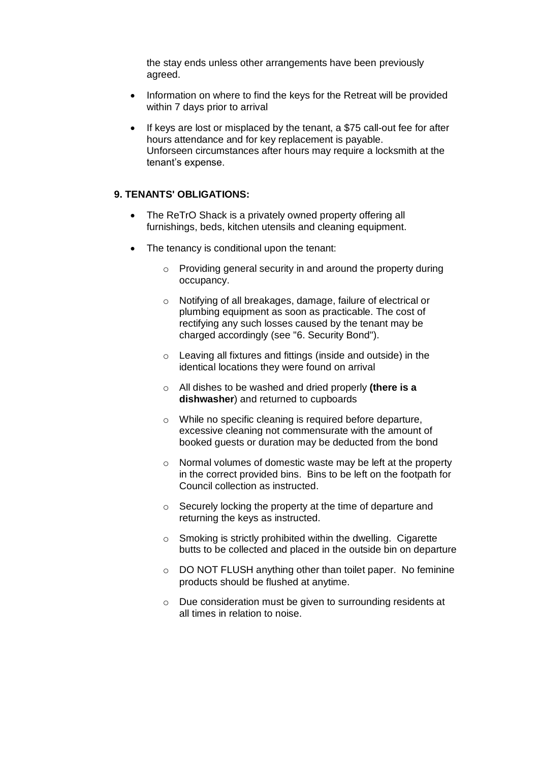the stay ends unless other arrangements have been previously agreed.

- Information on where to find the keys for the Retreat will be provided within 7 days prior to arrival

- If keys are lost or misplaced by the tenant, a $75 call-out fee for after hours attendance and for key replacement is payable. Unforseen circumstances after hours may require a locksmith at the tenant's expense.

**9. TENANTS' OBLIGATIONS:**

- The ReTrO Shack is a privately owned property offering all furnishings, beds, kitchen utensils and cleaning equipment.

- The tenancy is conditional upon the tenant:
  - Providing general security in and around the property during occupancy.
  - Notifying of all breakages, damage, failure of electrical or plumbing equipment as soon as practicable. The cost of rectifying any such losses caused by the tenant may be charged accordingly (see "6. Security Bond").
  - Leaving all fixtures and fittings (inside and outside) in the identical locations they were found on arrival
  - All dishes to be washed and dried properly **(there is a dishwasher**) and returned to cupboards
  - While no specific cleaning is required before departure, excessive cleaning not commensurate with the amount of booked guests or duration may be deducted from the bond
  - Normal volumes of domestic waste may be left at the property in the correct provided bins. Bins to be left on the footpath for Council collection as instructed.
  - Securely locking the property at the time of departure and returning the keys as instructed.
  - Smoking is strictly prohibited within the dwelling. Cigarette butts to be collected and placed in the outside bin on departure
  - DO NOT FLUSH anything other than toilet paper. No feminine products should be flushed at anytime.
  - Due consideration must be given to surrounding residents at all times in relation to noise.